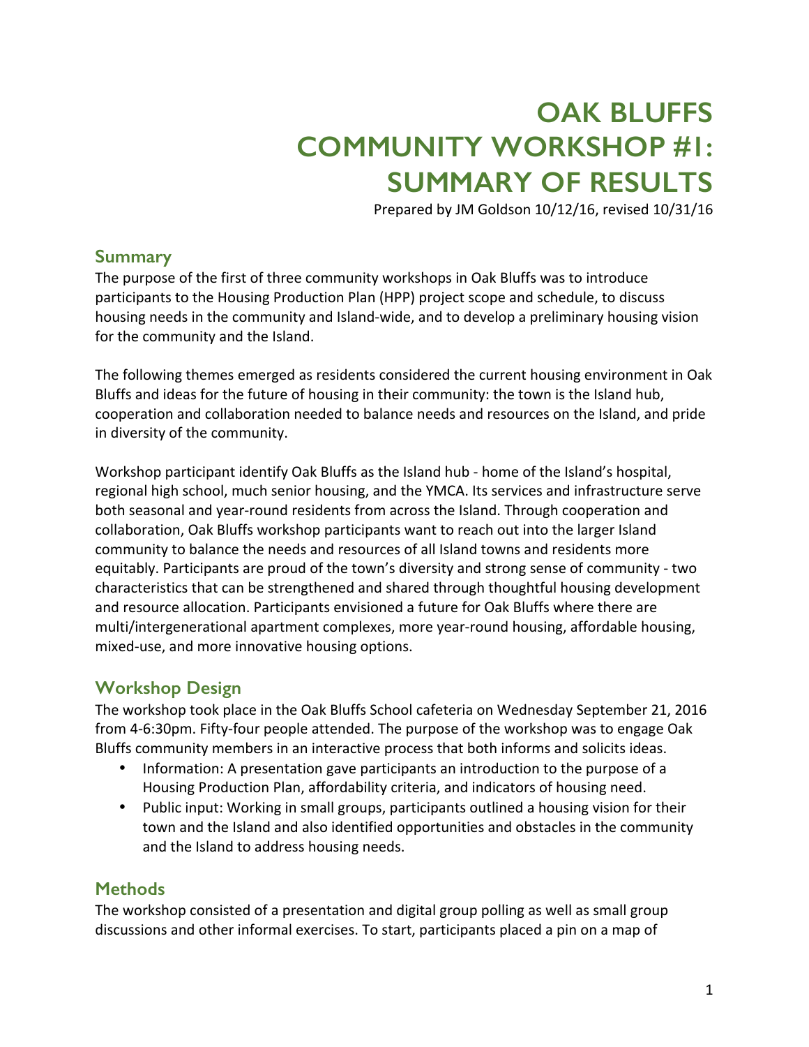# OAK BLUFFS COMMUNITY WORKSHOP #1: SUMMARY OF RESULTS

Prepared by JM Goldson 10/12/16, revised 10/31/16

## Summary

The purpose of the first of three community workshops in Oak Bluffs was to introduce participants to the Housing Production Plan (HPP) project scope and schedule, to discuss housing needs in the community and Island-wide, and to develop a preliminary housing vision for the community and the Island.

The following themes emerged as residents considered the current housing environment in Oak Bluffs and ideas for the future of housing in their community: the town is the Island hub, cooperation and collaboration needed to balance needs and resources on the Island, and pride in diversity of the community.

Workshop participant identify Oak Bluffs as the Island hub - home of the Island's hospital, regional high school, much senior housing, and the YMCA. Its services and infrastructure serve both seasonal and year-round residents from across the Island. Through cooperation and collaboration, Oak Bluffs workshop participants want to reach out into the larger Island community to balance the needs and resources of all Island towns and residents more equitably. Participants are proud of the town's diversity and strong sense of community - two characteristics that can be strengthened and shared through thoughtful housing development and resource allocation. Participants envisioned a future for Oak Bluffs where there are multi/intergenerational apartment complexes, more year-round housing, affordable housing, mixed-use, and more innovative housing options.

## Workshop Design

The workshop took place in the Oak Bluffs School cafeteria on Wednesday September 21, 2016 from 4-6:30pm. Fifty-four people attended. The purpose of the workshop was to engage Oak Bluffs community members in an interactive process that both informs and solicits ideas.

- Information: A presentation gave participants an introduction to the purpose of a Housing Production Plan, affordability criteria, and indicators of housing need.
- Public input: Working in small groups, participants outlined a housing vision for their town and the Island and also identified opportunities and obstacles in the community and the Island to address housing needs.

## Methods

The workshop consisted of a presentation and digital group polling as well as small group discussions and other informal exercises. To start, participants placed a pin on a map of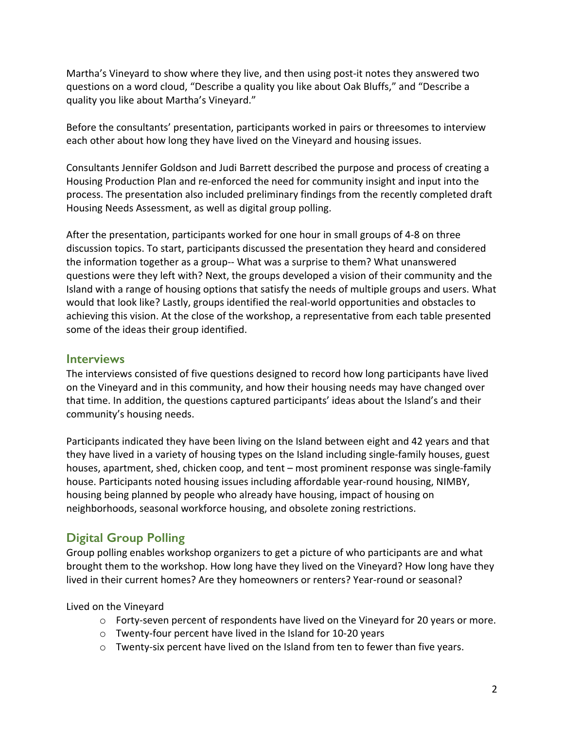Martha's Vineyard to show where they live, and then using post-it notes they answered two questions on a word cloud, "Describe a quality you like about Oak Bluffs," and "Describe a quality you like about Martha's Vineyard."

Before the consultants' presentation, participants worked in pairs or threesomes to interview each other about how long they have lived on the Vineyard and housing issues.

Consultants Jennifer Goldson and Judi Barrett described the purpose and process of creating a Housing Production Plan and re-enforced the need for community insight and input into the process. The presentation also included preliminary findings from the recently completed draft Housing Needs Assessment, as well as digital group polling.

After the presentation, participants worked for one hour in small groups of 4-8 on three discussion topics. To start, participants discussed the presentation they heard and considered the information together as a group-- What was a surprise to them? What unanswered questions were they left with? Next, the groups developed a vision of their community and the Island with a range of housing options that satisfy the needs of multiple groups and users. What would that look like? Lastly, groups identified the real-world opportunities and obstacles to achieving this vision. At the close of the workshop, a representative from each table presented some of the ideas their group identified.

## Interviews

The interviews consisted of five questions designed to record how long participants have lived on the Vineyard and in this community, and how their housing needs may have changed over that time. In addition, the questions captured participants' ideas about the Island's and their community's housing needs.

Participants indicated they have been living on the Island between eight and 42 years and that they have lived in a variety of housing types on the Island including single-family houses, guest houses, apartment, shed, chicken coop, and tent – most prominent response was single-family house. Participants noted housing issues including affordable year-round housing, NIMBY, housing being planned by people who already have housing, impact of housing on neighborhoods, seasonal workforce housing, and obsolete zoning restrictions.

## Digital Group Polling

Group polling enables workshop organizers to get a picture of who participants are and what brought them to the workshop. How long have they lived on the Vineyard? How long have they lived in their current homes? Are they homeowners or renters? Year-round or seasonal?

Lived on the Vineyard

- Forty-seven percent of respondents have lived on the Vineyard for 20 years or more.
- Twenty-four percent have lived in the Island for 10-20 years
- Twenty-six percent have lived on the Island from ten to fewer than five years.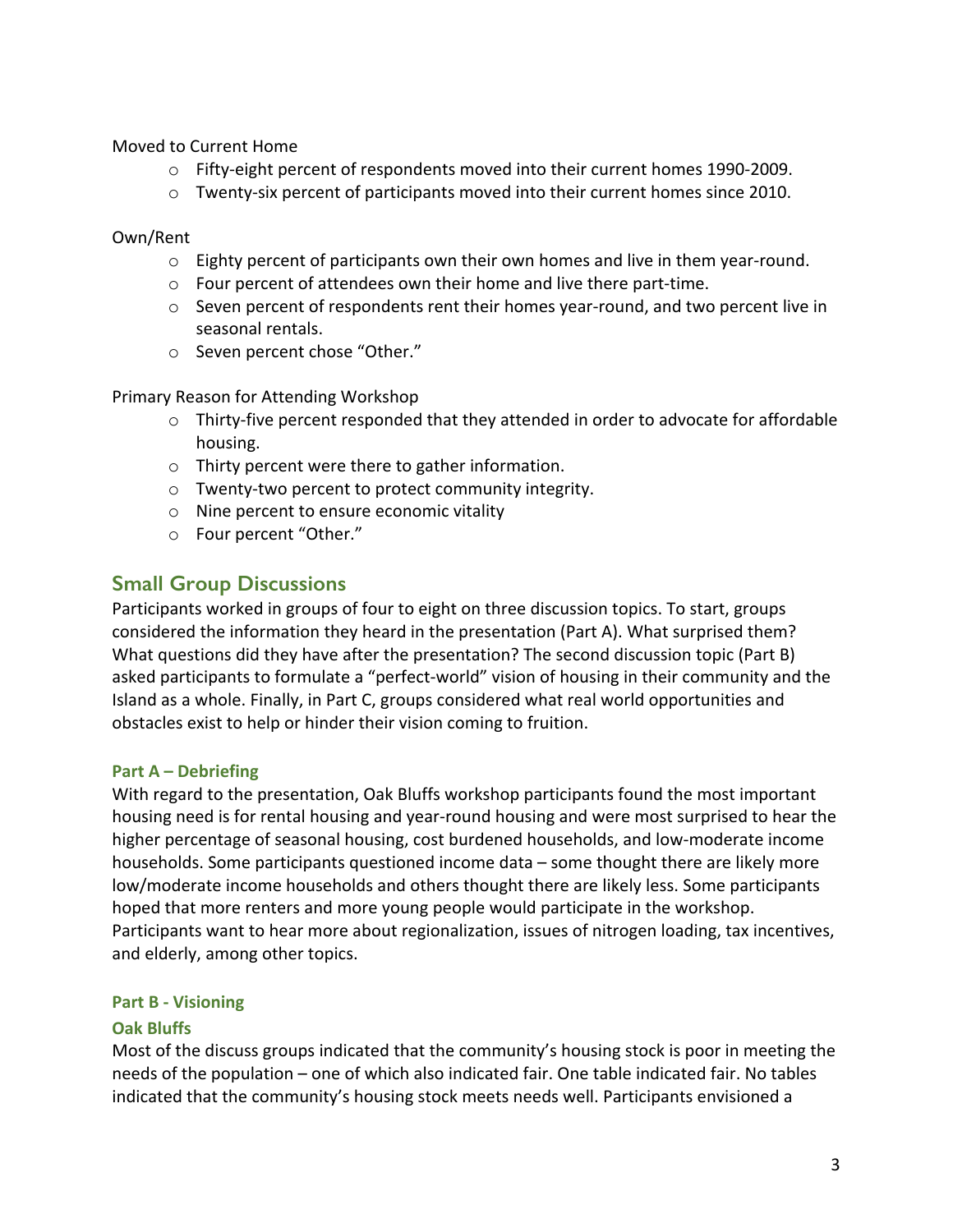Moved to Current Home

- Fifty-eight percent of respondents moved into their current homes 1990-2009.
- Twenty-six percent of participants moved into their current homes since 2010.

Own/Rent

- Eighty percent of participants own their own homes and live in them year-round.
- Four percent of attendees own their home and live there part-time.
- Seven percent of respondents rent their homes year-round, and two percent live in seasonal rentals.
- Seven percent chose "Other."

Primary Reason for Attending Workshop

- Thirty-five percent responded that they attended in order to advocate for affordable housing.
- Thirty percent were there to gather information.
- Twenty-two percent to protect community integrity.
- Nine percent to ensure economic vitality
- Four percent "Other."

## Small Group Discussions

Participants worked in groups of four to eight on three discussion topics. To start, groups considered the information they heard in the presentation (Part A). What surprised them? What questions did they have after the presentation? The second discussion topic (Part B) asked participants to formulate a "perfect-world" vision of housing in their community and the Island as a whole. Finally, in Part C, groups considered what real world opportunities and obstacles exist to help or hinder their vision coming to fruition.

### Part A – Debriefing

With regard to the presentation, Oak Bluffs workshop participants found the most important housing need is for rental housing and year-round housing and were most surprised to hear the higher percentage of seasonal housing, cost burdened households, and low-moderate income households. Some participants questioned income data – some thought there are likely more low/moderate income households and others thought there are likely less. Some participants hoped that more renters and more young people would participate in the workshop. Participants want to hear more about regionalization, issues of nitrogen loading, tax incentives, and elderly, among other topics.

### Part B - Visioning

#### Oak Bluffs

Most of the discuss groups indicated that the community's housing stock is poor in meeting the needs of the population – one of which also indicated fair. One table indicated fair. No tables indicated that the community's housing stock meets needs well. Participants envisioned a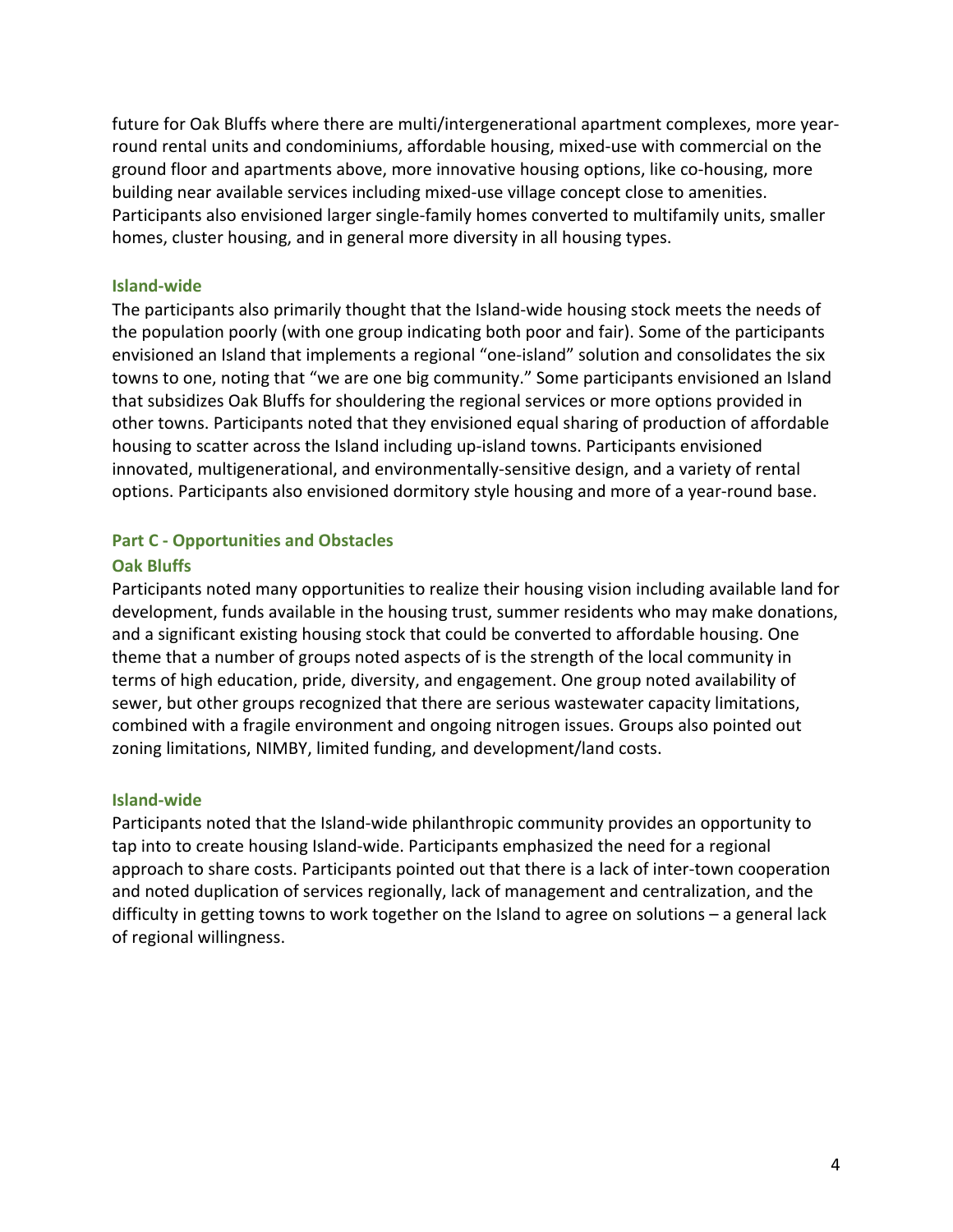future for Oak Bluffs where there are multi/intergenerational apartment complexes, more year-round rental units and condominiums, affordable housing, mixed-use with commercial on the ground floor and apartments above, more innovative housing options, like co-housing, more building near available services including mixed-use village concept close to amenities. Participants also envisioned larger single-family homes converted to multifamily units, smaller homes, cluster housing, and in general more diversity in all housing types.

### Island-wide

The participants also primarily thought that the Island-wide housing stock meets the needs of the population poorly (with one group indicating both poor and fair). Some of the participants envisioned an Island that implements a regional "one-island" solution and consolidates the six towns to one, noting that "we are one big community." Some participants envisioned an Island that subsidizes Oak Bluffs for shouldering the regional services or more options provided in other towns. Participants noted that they envisioned equal sharing of production of affordable housing to scatter across the Island including up-island towns. Participants envisioned innovated, multigenerational, and environmentally-sensitive design, and a variety of rental options. Participants also envisioned dormitory style housing and more of a year-round base.

## Part C - Opportunities and Obstacles

### Oak Bluffs

Participants noted many opportunities to realize their housing vision including available land for development, funds available in the housing trust, summer residents who may make donations, and a significant existing housing stock that could be converted to affordable housing. One theme that a number of groups noted aspects of is the strength of the local community in terms of high education, pride, diversity, and engagement. One group noted availability of sewer, but other groups recognized that there are serious wastewater capacity limitations, combined with a fragile environment and ongoing nitrogen issues. Groups also pointed out zoning limitations, NIMBY, limited funding, and development/land costs.

### Island-wide

Participants noted that the Island-wide philanthropic community provides an opportunity to tap into to create housing Island-wide. Participants emphasized the need for a regional approach to share costs. Participants pointed out that there is a lack of inter-town cooperation and noted duplication of services regionally, lack of management and centralization, and the difficulty in getting towns to work together on the Island to agree on solutions – a general lack of regional willingness.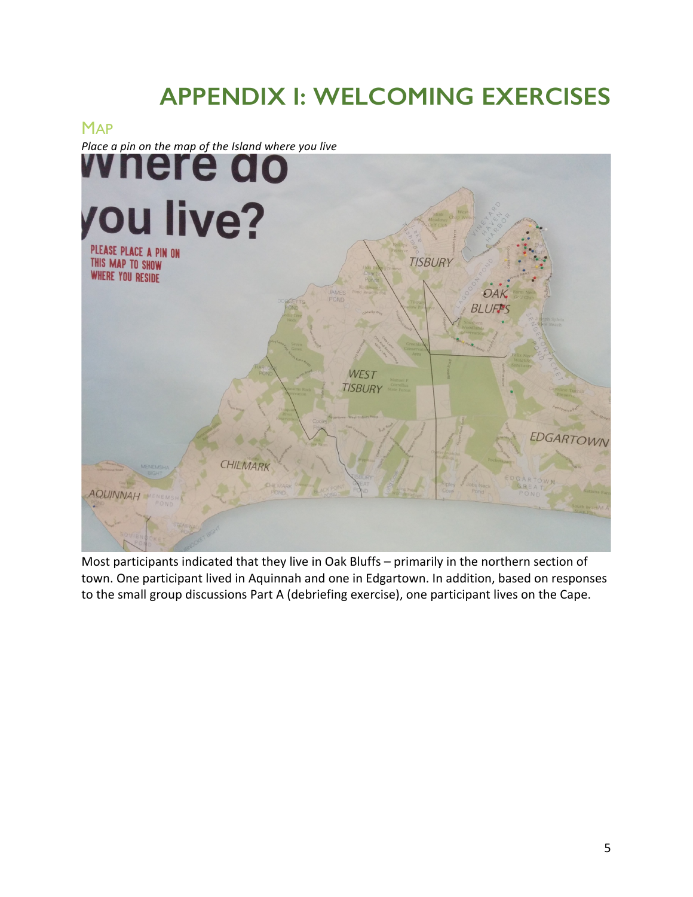# APPENDIX I: WELCOMING EXERCISES

## MAP

*Place a pin on the map of the Island where you live*

Most participants indicated that they live in Oak Bluffs – primarily in the northern section of town. One participant lived in Aquinnah and one in Edgartown. In addition, based on responses to the small group discussions Part A (debriefing exercise), one participant lives on the Cape.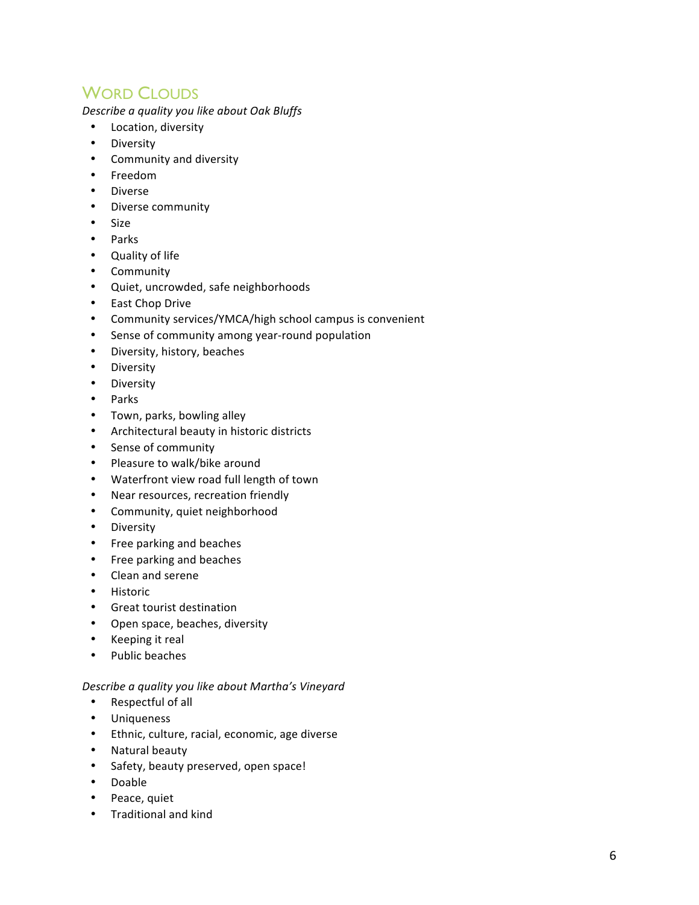## Word Clouds

*Describe a quality you like about Oak Bluffs*

- Location, diversity
- Diversity
- Community and diversity
- Freedom
- Diverse
- Diverse community
- Size
- Parks
- Quality of life
- Community
- Quiet, uncrowded, safe neighborhoods
- East Chop Drive
- Community services/YMCA/high school campus is convenient
- Sense of community among year-round population
- Diversity, history, beaches
- Diversity
- Diversity
- Parks
- Town, parks, bowling alley
- Architectural beauty in historic districts
- Sense of community
- Pleasure to walk/bike around
- Waterfront view road full length of town
- Near resources, recreation friendly
- Community, quiet neighborhood
- Diversity
- Free parking and beaches
- Free parking and beaches
- Clean and serene
- Historic
- Great tourist destination
- Open space, beaches, diversity
- Keeping it real
- Public beaches

*Describe a quality you like about Martha's Vineyard*

- Respectful of all
- Uniqueness
- Ethnic, culture, racial, economic, age diverse
- Natural beauty
- Safety, beauty preserved, open space!
- Doable
- Peace, quiet
- Traditional and kind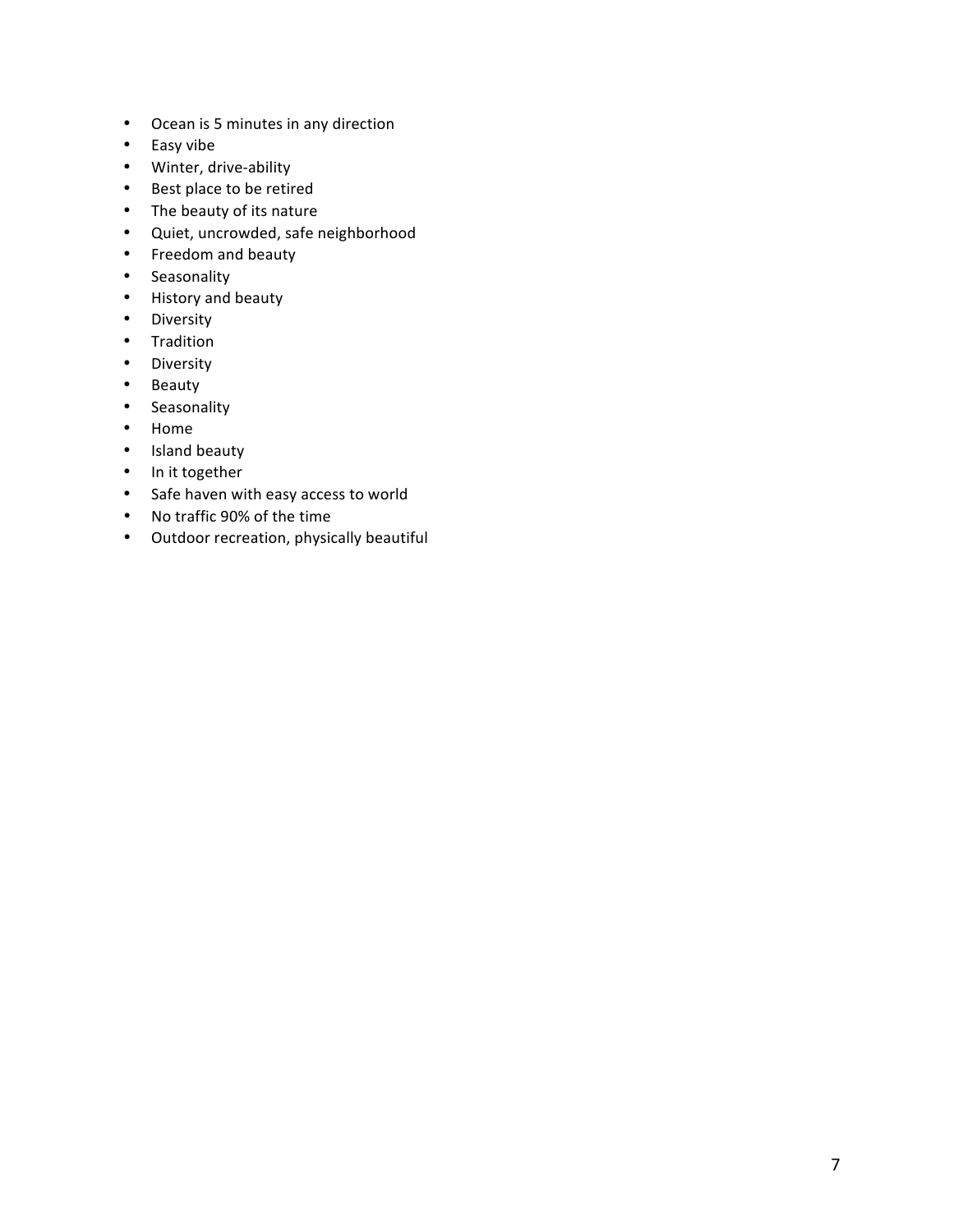- Ocean is 5 minutes in any direction
- Easy vibe
- Winter, drive-ability
- Best place to be retired
- The beauty of its nature
- Quiet, uncrowded, safe neighborhood
- Freedom and beauty
- Seasonality
- History and beauty
- Diversity
- Tradition
- Diversity
- Beauty
- Seasonality
- Home
- Island beauty
- In it together
- Safe haven with easy access to world
- No traffic 90% of the time
- Outdoor recreation, physically beautiful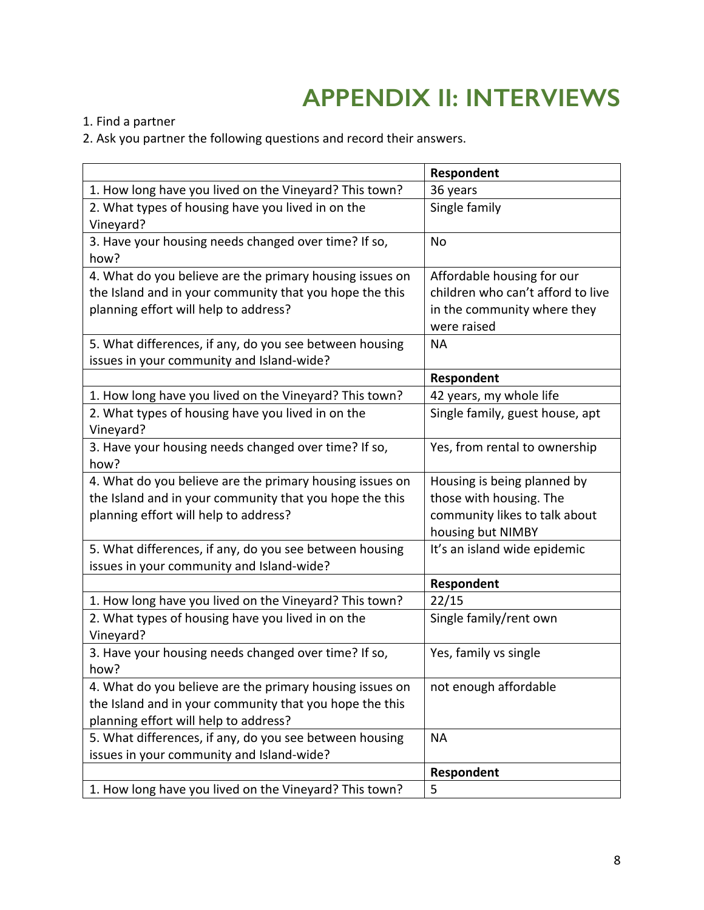# APPENDIX II: INTERVIEWS

1. Find a partner
2. Ask you partner the following questions and record their answers.

| | Respondent |
|---|---|
| 1. How long have you lived on the Vineyard? This town? | 36 years |
| 2. What types of housing have you lived in on the Vineyard? | Single family |
| 3. Have your housing needs changed over time? If so, how? | No |
| 4. What do you believe are the primary housing issues on the Island and in your community that you hope the this planning effort will help to address? | Affordable housing for our children who can't afford to live in the community where they were raised |
| 5. What differences, if any, do you see between housing issues in your community and Island-wide? | NA |
| | **Respondent** |
| 1. How long have you lived on the Vineyard? This town? | 42 years, my whole life |
| 2. What types of housing have you lived in on the Vineyard? | Single family, guest house, apt |
| 3. Have your housing needs changed over time? If so, how? | Yes, from rental to ownership |
| 4. What do you believe are the primary housing issues on the Island and in your community that you hope the this planning effort will help to address? | Housing is being planned by those with housing. The community likes to talk about housing but NIMBY |
| 5. What differences, if any, do you see between housing issues in your community and Island-wide? | It's an island wide epidemic |
| | **Respondent** |
| 1. How long have you lived on the Vineyard? This town? | 22/15 |
| 2. What types of housing have you lived in on the Vineyard? | Single family/rent own |
| 3. Have your housing needs changed over time? If so, how? | Yes, family vs single |
| 4. What do you believe are the primary housing issues on the Island and in your community that you hope the this planning effort will help to address? | not enough affordable |
| 5. What differences, if any, do you see between housing issues in your community and Island-wide? | NA |
| | **Respondent** |
| 1. How long have you lived on the Vineyard? This town? | 5 |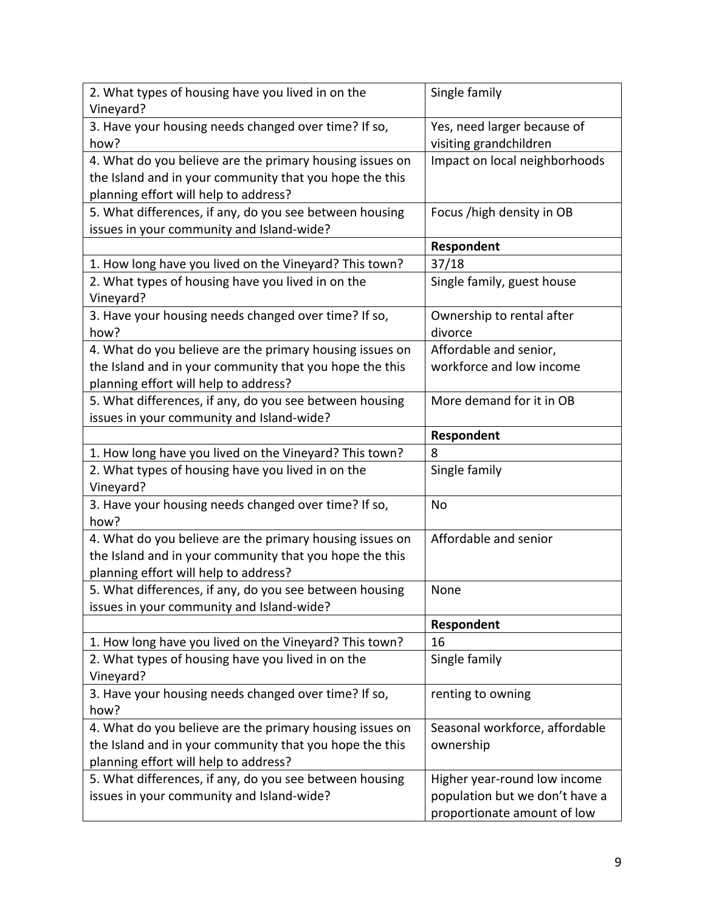| | |
|---|---|
| 2. What types of housing have you lived in on the Vineyard? | Single family |
| 3. Have your housing needs changed over time? If so, how? | Yes, need larger because of visiting grandchildren |
| 4. What do you believe are the primary housing issues on the Island and in your community that you hope the this planning effort will help to address? | Impact on local neighborhoods |
| 5. What differences, if any, do you see between housing issues in your community and Island-wide? | Focus /high density in OB |
| | **Respondent** |
| 1. How long have you lived on the Vineyard? This town? | 37/18 |
| 2. What types of housing have you lived in on the Vineyard? | Single family, guest house |
| 3. Have your housing needs changed over time? If so, how? | Ownership to rental after divorce |
| 4. What do you believe are the primary housing issues on the Island and in your community that you hope the this planning effort will help to address? | Affordable and senior, workforce and low income |
| 5. What differences, if any, do you see between housing issues in your community and Island-wide? | More demand for it in OB |
| | **Respondent** |
| 1. How long have you lived on the Vineyard? This town? | 8 |
| 2. What types of housing have you lived in on the Vineyard? | Single family |
| 3. Have your housing needs changed over time? If so, how? | No |
| 4. What do you believe are the primary housing issues on the Island and in your community that you hope the this planning effort will help to address? | Affordable and senior |
| 5. What differences, if any, do you see between housing issues in your community and Island-wide? | None |
| | **Respondent** |
| 1. How long have you lived on the Vineyard? This town? | 16 |
| 2. What types of housing have you lived in on the Vineyard? | Single family |
| 3. Have your housing needs changed over time? If so, how? | renting to owning |
| 4. What do you believe are the primary housing issues on the Island and in your community that you hope the this planning effort will help to address? | Seasonal workforce, affordable ownership |
| 5. What differences, if any, do you see between housing issues in your community and Island-wide? | Higher year-round low income population but we don't have a proportionate amount of low |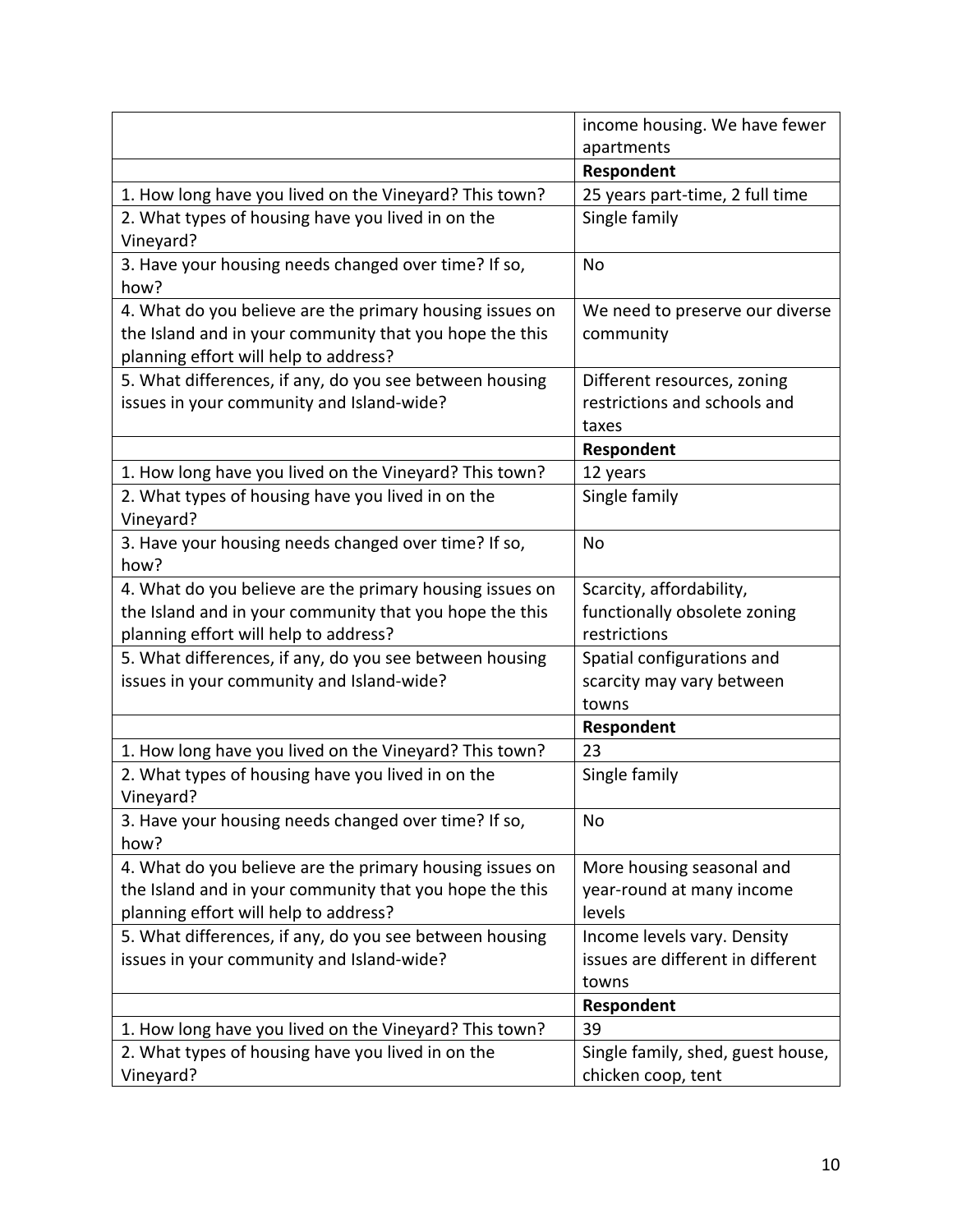| | |
|---|---|
| | income housing. We have fewer apartments |
| | **Respondent** |
| 1. How long have you lived on the Vineyard? This town? | 25 years part-time, 2 full time |
| 2. What types of housing have you lived in on the Vineyard? | Single family |
| 3. Have your housing needs changed over time? If so, how? | No |
| 4. What do you believe are the primary housing issues on the Island and in your community that you hope the this planning effort will help to address? | We need to preserve our diverse community |
| 5. What differences, if any, do you see between housing issues in your community and Island-wide? | Different resources, zoning restrictions and schools and taxes |
| | **Respondent** |
| 1. How long have you lived on the Vineyard? This town? | 12 years |
| 2. What types of housing have you lived in on the Vineyard? | Single family |
| 3. Have your housing needs changed over time? If so, how? | No |
| 4. What do you believe are the primary housing issues on the Island and in your community that you hope the this planning effort will help to address? | Scarcity, affordability, functionally obsolete zoning restrictions |
| 5. What differences, if any, do you see between housing issues in your community and Island-wide? | Spatial configurations and scarcity may vary between towns |
| | **Respondent** |
| 1. How long have you lived on the Vineyard? This town? | 23 |
| 2. What types of housing have you lived in on the Vineyard? | Single family |
| 3. Have your housing needs changed over time? If so, how? | No |
| 4. What do you believe are the primary housing issues on the Island and in your community that you hope the this planning effort will help to address? | More housing seasonal and year-round at many income levels |
| 5. What differences, if any, do you see between housing issues in your community and Island-wide? | Income levels vary. Density issues are different in different towns |
| | **Respondent** |
| 1. How long have you lived on the Vineyard? This town? | 39 |
| 2. What types of housing have you lived in on the Vineyard? | Single family, shed, guest house, chicken coop, tent |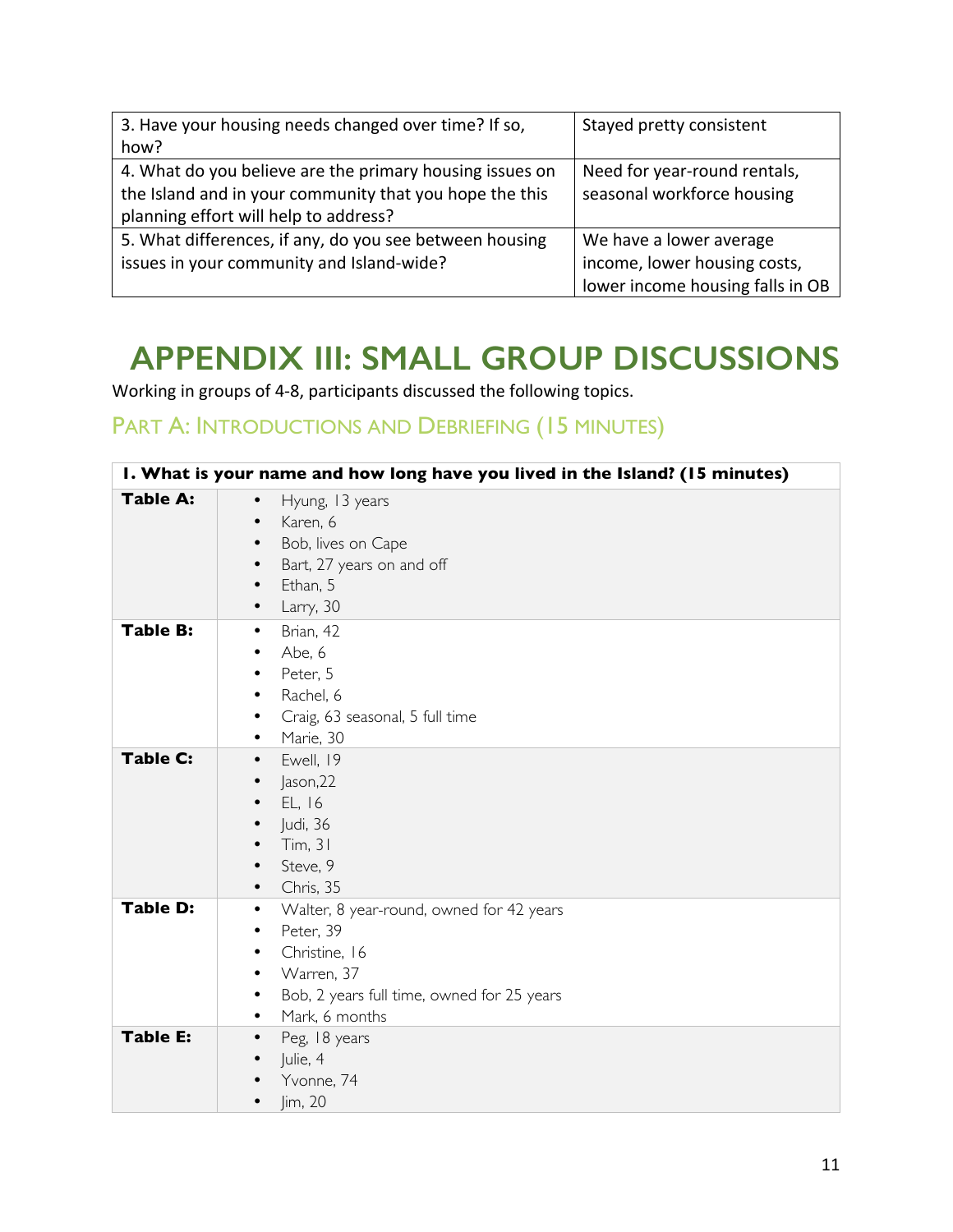| | |
|---|---|
| 3. Have your housing needs changed over time? If so, how? | Stayed pretty consistent |
| 4. What do you believe are the primary housing issues on the Island and in your community that you hope the this planning effort will help to address? | Need for year-round rentals, seasonal workforce housing |
| 5. What differences, if any, do you see between housing issues in your community and Island-wide? | We have a lower average income, lower housing costs, lower income housing falls in OB |

# APPENDIX III: SMALL GROUP DISCUSSIONS

Working in groups of 4-8, participants discussed the following topics.

## PART A: INTRODUCTIONS AND DEBRIEFING (15 MINUTES)

| **1. What is your name and how long have you lived in the Island? (15 minutes)** | |
|---|---|
| **Table A:** | • Hyung, 13 years<br>• Karen, 6<br>• Bob, lives on Cape<br>• Bart, 27 years on and off<br>• Ethan, 5<br>• Larry, 30 |
| **Table B:** | • Brian, 42<br>• Abe, 6<br>• Peter, 5<br>• Rachel, 6<br>• Craig, 63 seasonal, 5 full time<br>• Marie, 30 |
| **Table C:** | • Ewell, 19<br>• Jason,22<br>• EL, 16<br>• Judi, 36<br>• Tim, 31<br>• Steve, 9<br>• Chris, 35 |
| **Table D:** | • Walter, 8 year-round, owned for 42 years<br>• Peter, 39<br>• Christine, 16<br>• Warren, 37<br>• Bob, 2 years full time, owned for 25 years<br>• Mark, 6 months |
| **Table E:** | • Peg, 18 years<br>• Julie, 4<br>• Yvonne, 74<br>• Jim, 20 |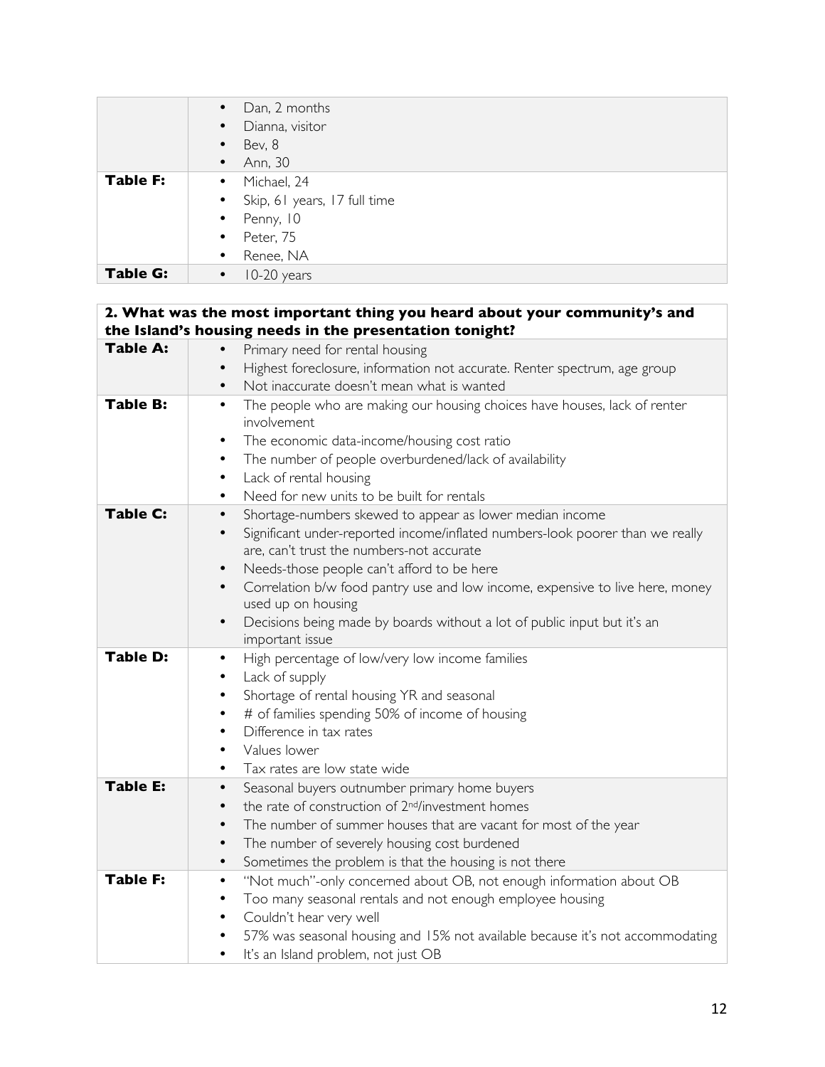| | |
|---|---|
| | • Dan, 2 months<br>• Dianna, visitor<br>• Bev, 8<br>• Ann, 30 |
| **Table F:** | • Michael, 24<br>• Skip, 61 years, 17 full time<br>• Penny, 10<br>• Peter, 75<br>• Renee, NA |
| **Table G:** | • 10-20 years |

| **2. What was the most important thing you heard about your community's and the Island's housing needs in the presentation tonight?** | |
|---|---|
| **Table A:** | • Primary need for rental housing<br>• Highest foreclosure, information not accurate. Renter spectrum, age group<br>• Not inaccurate doesn't mean what is wanted |
| **Table B:** | • The people who are making our housing choices have houses, lack of renter involvement<br>• The economic data-income/housing cost ratio<br>• The number of people overburdened/lack of availability<br>• Lack of rental housing<br>• Need for new units to be built for rentals |
| **Table C:** | • Shortage-numbers skewed to appear as lower median income<br>• Significant under-reported income/inflated numbers-look poorer than we really are, can't trust the numbers-not accurate<br>• Needs-those people can't afford to be here<br>• Correlation b/w food pantry use and low income, expensive to live here, money used up on housing<br>• Decisions being made by boards without a lot of public input but it's an important issue |
| **Table D:** | • High percentage of low/very low income families<br>• Lack of supply<br>• Shortage of rental housing YR and seasonal<br>• # of families spending 50% of income of housing<br>• Difference in tax rates<br>• Values lower<br>• Tax rates are low state wide |
| **Table E:** | • Seasonal buyers outnumber primary home buyers<br>• the rate of construction of 2nd/investment homes<br>• The number of summer houses that are vacant for most of the year<br>• The number of severely housing cost burdened<br>• Sometimes the problem is that the housing is not there |
| **Table F:** | • "Not much"-only concerned about OB, not enough information about OB<br>• Too many seasonal rentals and not enough employee housing<br>• Couldn't hear very well<br>• 57% was seasonal housing and 15% not available because it's not accommodating<br>• It's an Island problem, not just OB |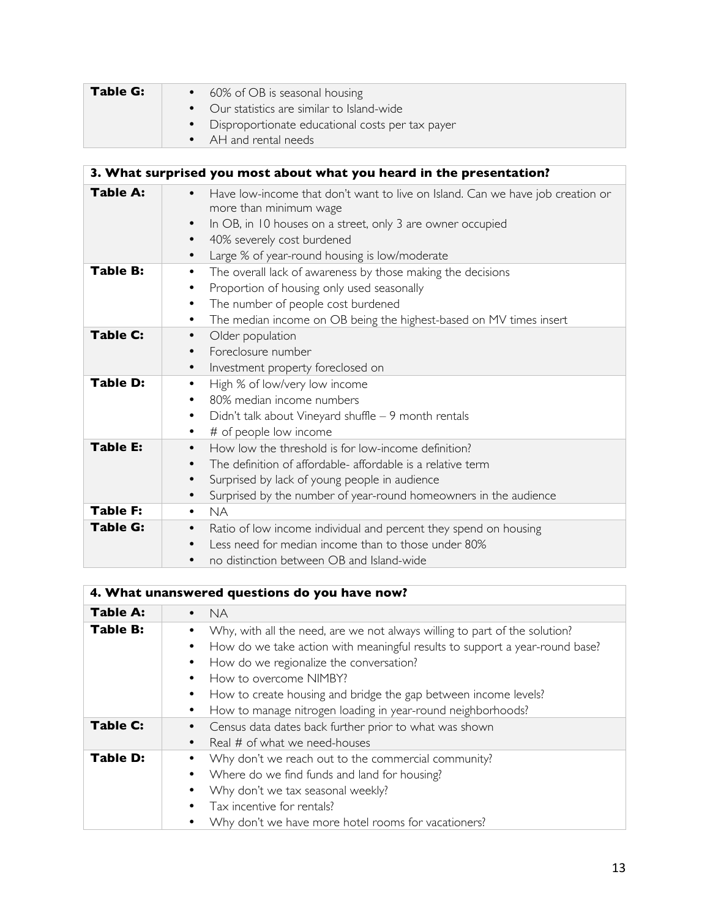| | |
|---|---|
| **Table G:** | • 60% of OB is seasonal housing<br>• Our statistics are similar to Island-wide<br>• Disproportionate educational costs per tax payer<br>• AH and rental needs |

| **3. What surprised you most about what you heard in the presentation?** | |
|---|---|
| **Table A:** | • Have low-income that don't want to live on Island. Can we have job creation or more than minimum wage<br>• In OB, in 10 houses on a street, only 3 are owner occupied<br>• 40% severely cost burdened<br>• Large % of year-round housing is low/moderate |
| **Table B:** | • The overall lack of awareness by those making the decisions<br>• Proportion of housing only used seasonally<br>• The number of people cost burdened<br>• The median income on OB being the highest-based on MV times insert |
| **Table C:** | • Older population<br>• Foreclosure number<br>• Investment property foreclosed on |
| **Table D:** | • High % of low/very low income<br>• 80% median income numbers<br>• Didn't talk about Vineyard shuffle – 9 month rentals<br>• # of people low income |
| **Table E:** | • How low the threshold is for low-income definition?<br>• The definition of affordable- affordable is a relative term<br>• Surprised by lack of young people in audience<br>• Surprised by the number of year-round homeowners in the audience |
| **Table F:** | • NA |
| **Table G:** | • Ratio of low income individual and percent they spend on housing<br>• Less need for median income than to those under 80%<br>• no distinction between OB and Island-wide |

| **4. What unanswered questions do you have now?** | |
|---|---|
| **Table A:** | • NA |
| **Table B:** | • Why, with all the need, are we not always willing to part of the solution?<br>• How do we take action with meaningful results to support a year-round base?<br>• How do we regionalize the conversation?<br>• How to overcome NIMBY?<br>• How to create housing and bridge the gap between income levels?<br>• How to manage nitrogen loading in year-round neighborhoods? |
| **Table C:** | • Census data dates back further prior to what was shown<br>• Real # of what we need-houses |
| **Table D:** | • Why don't we reach out to the commercial community?<br>• Where do we find funds and land for housing?<br>• Why don't we tax seasonal weekly?<br>• Tax incentive for rentals?<br>• Why don't we have more hotel rooms for vacationers? |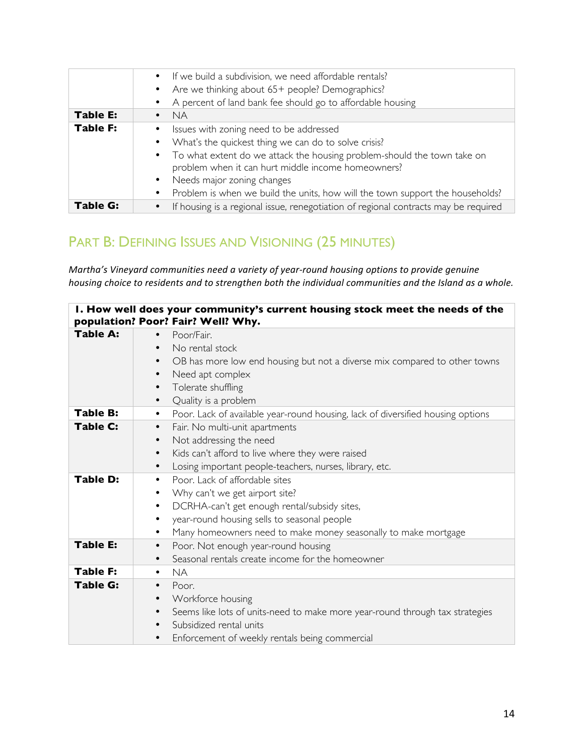| | |
|---|---|
| | • If we build a subdivision, we need affordable rentals?<br>• Are we thinking about 65+ people? Demographics?<br>• A percent of land bank fee should go to affordable housing |
| **Table E:** | • NA |
| **Table F:** | • Issues with zoning need to be addressed<br>• What's the quickest thing we can do to solve crisis?<br>• To what extent do we attack the housing problem-should the town take on problem when it can hurt middle income homeowners?<br>• Needs major zoning changes<br>• Problem is when we build the units, how will the town support the households? |
| **Table G:** | • If housing is a regional issue, renegotiation of regional contracts may be required |

## Part B: Defining Issues and Visioning (25 minutes)

*Martha's Vineyard communities need a variety of year-round housing options to provide genuine housing choice to residents and to strengthen both the individual communities and the Island as a whole.*

| **I. How well does your community's current housing stock meet the needs of the population? Poor? Fair? Well? Why.** | |
|---|---|
| **Table A:** | • Poor/Fair.<br>• No rental stock<br>• OB has more low end housing but not a diverse mix compared to other towns<br>• Need apt complex<br>• Tolerate shuffling<br>• Quality is a problem |
| **Table B:** | • Poor. Lack of available year-round housing, lack of diversified housing options |
| **Table C:** | • Fair. No multi-unit apartments<br>• Not addressing the need<br>• Kids can't afford to live where they were raised<br>• Losing important people-teachers, nurses, library, etc. |
| **Table D:** | • Poor. Lack of affordable sites<br>• Why can't we get airport site?<br>• DCRHA-can't get enough rental/subsidy sites,<br>• year-round housing sells to seasonal people<br>• Many homeowners need to make money seasonally to make mortgage |
| **Table E:** | • Poor. Not enough year-round housing<br>• Seasonal rentals create income for the homeowner |
| **Table F:** | • NA |
| **Table G:** | • Poor.<br>• Workforce housing<br>• Seems like lots of units-need to make more year-round through tax strategies<br>• Subsidized rental units<br>• Enforcement of weekly rentals being commercial |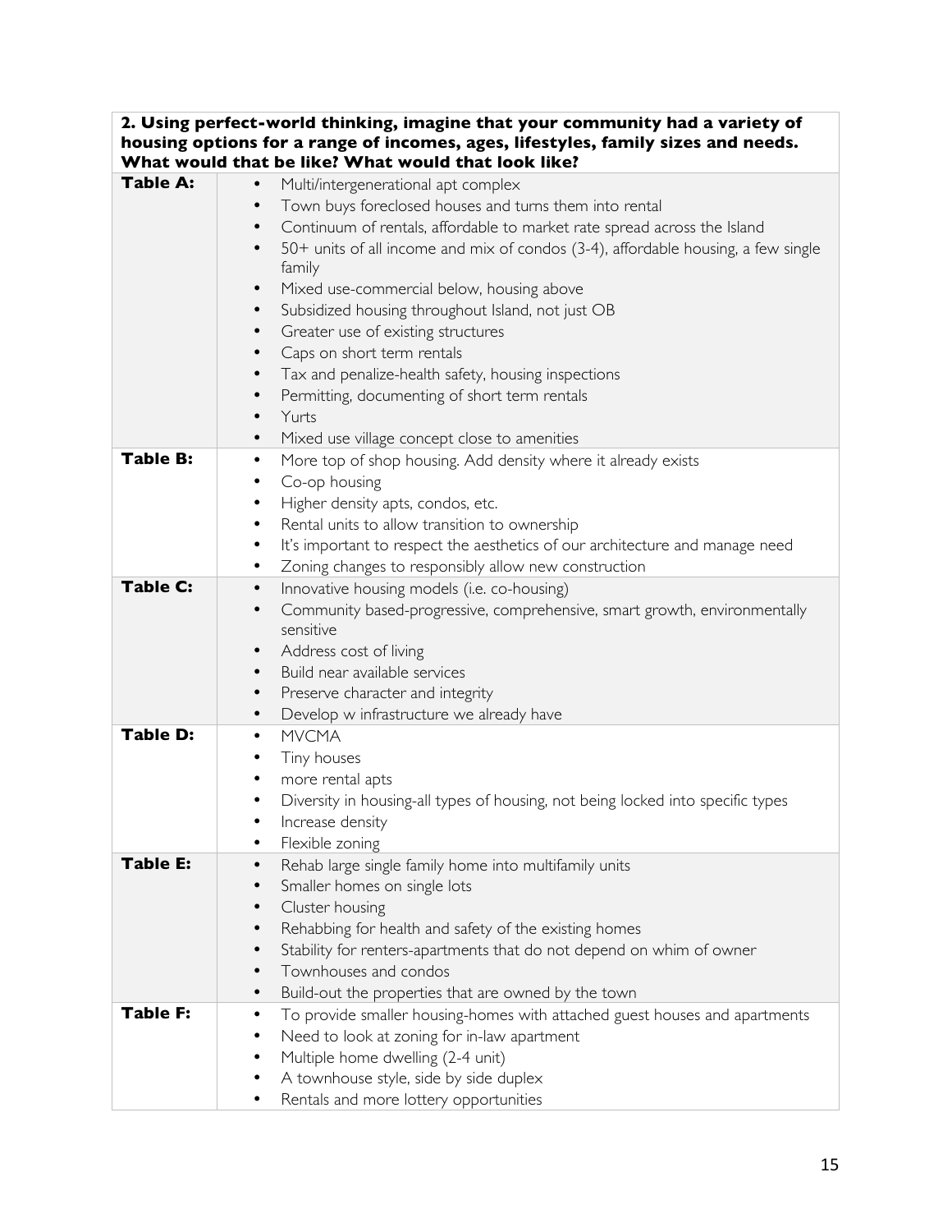| **2. Using perfect-world thinking, imagine that your community had a variety of housing options for a range of incomes, ages, lifestyles, family sizes and needs. What would that be like? What would that look like?** | |
|---|---|
| **Table A:** | • Multi/intergenerational apt complex<br>• Town buys foreclosed houses and turns them into rental<br>• Continuum of rentals, affordable to market rate spread across the Island<br>• 50+ units of all income and mix of condos (3-4), affordable housing, a few single family<br>• Mixed use-commercial below, housing above<br>• Subsidized housing throughout Island, not just OB<br>• Greater use of existing structures<br>• Caps on short term rentals<br>• Tax and penalize-health safety, housing inspections<br>• Permitting, documenting of short term rentals<br>• Yurts<br>• Mixed use village concept close to amenities |
| **Table B:** | • More top of shop housing. Add density where it already exists<br>• Co-op housing<br>• Higher density apts, condos, etc.<br>• Rental units to allow transition to ownership<br>• It's important to respect the aesthetics of our architecture and manage need<br>• Zoning changes to responsibly allow new construction |
| **Table C:** | • Innovative housing models (i.e. co-housing)<br>• Community based-progressive, comprehensive, smart growth, environmentally sensitive<br>• Address cost of living<br>• Build near available services<br>• Preserve character and integrity<br>• Develop w infrastructure we already have |
| **Table D:** | • MVCMA<br>• Tiny houses<br>• more rental apts<br>• Diversity in housing-all types of housing, not being locked into specific types<br>• Increase density<br>• Flexible zoning |
| **Table E:** | • Rehab large single family home into multifamily units<br>• Smaller homes on single lots<br>• Cluster housing<br>• Rehabbing for health and safety of the existing homes<br>• Stability for renters-apartments that do not depend on whim of owner<br>• Townhouses and condos<br>• Build-out the properties that are owned by the town |
| **Table F:** | • To provide smaller housing-homes with attached guest houses and apartments<br>• Need to look at zoning for in-law apartment<br>• Multiple home dwelling (2-4 unit)<br>• A townhouse style, side by side duplex<br>• Rentals and more lottery opportunities |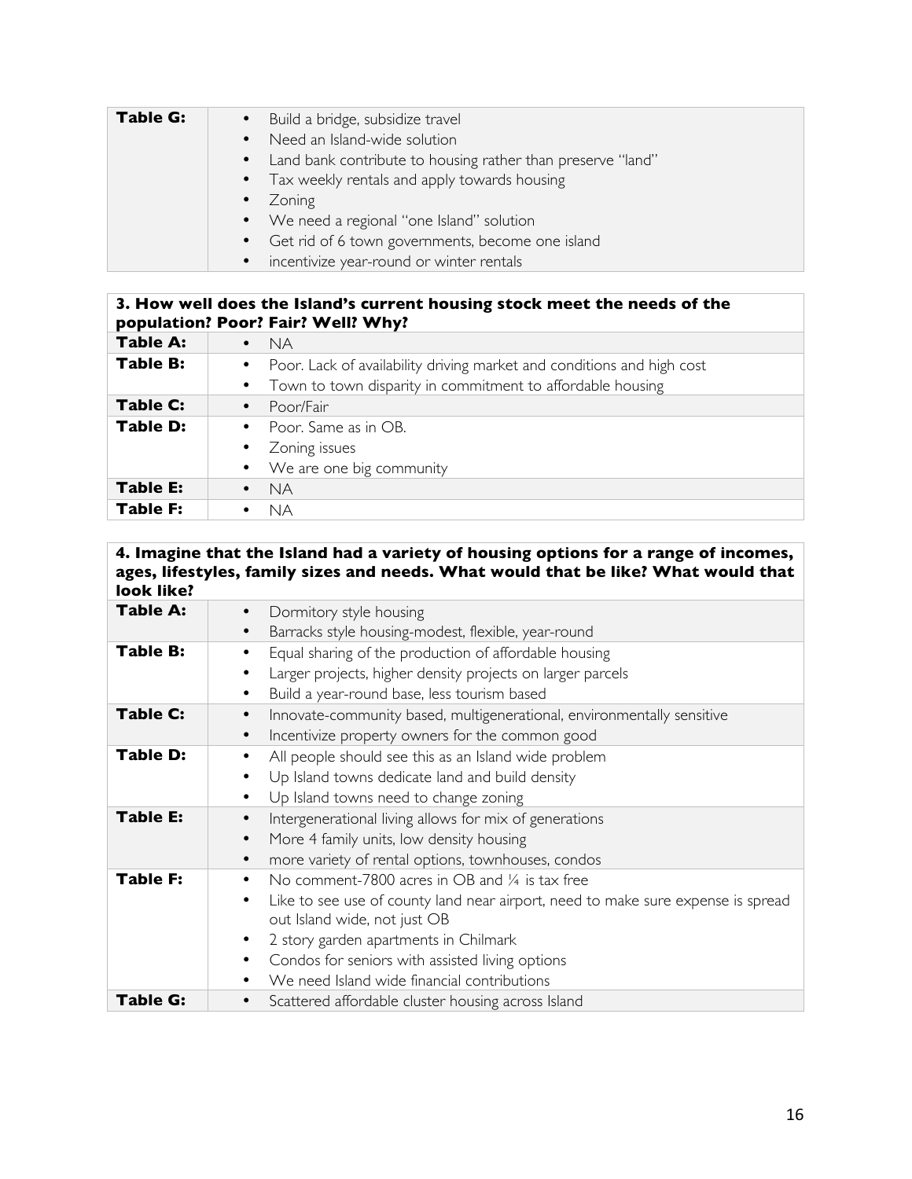| | |
|---|---|
| **Table G:** | • Build a bridge, subsidize travel<br>• Need an Island-wide solution<br>• Land bank contribute to housing rather than preserve "land"<br>• Tax weekly rentals and apply towards housing<br>• Zoning<br>• We need a regional "one Island" solution<br>• Get rid of 6 town governments, become one island<br>• incentivize year-round or winter rentals |

| **3. How well does the Island's current housing stock meet the needs of the population? Poor? Fair? Well? Why?** | |
|---|---|
| **Table A:** | • NA |
| **Table B:** | • Poor. Lack of availability driving market and conditions and high cost<br>• Town to town disparity in commitment to affordable housing |
| **Table C:** | • Poor/Fair |
| **Table D:** | • Poor. Same as in OB.<br>• Zoning issues<br>• We are one big community |
| **Table E:** | • NA |
| **Table F:** | • NA |

| **4. Imagine that the Island had a variety of housing options for a range of incomes, ages, lifestyles, family sizes and needs. What would that be like? What would that look like?** | |
|---|---|
| **Table A:** | • Dormitory style housing<br>• Barracks style housing-modest, flexible, year-round |
| **Table B:** | • Equal sharing of the production of affordable housing<br>• Larger projects, higher density projects on larger parcels<br>• Build a year-round base, less tourism based |
| **Table C:** | • Innovate-community based, multigenerational, environmentally sensitive<br>• Incentivize property owners for the common good |
| **Table D:** | • All people should see this as an Island wide problem<br>• Up Island towns dedicate land and build density<br>• Up Island towns need to change zoning |
| **Table E:** | • Intergenerational living allows for mix of generations<br>• More 4 family units, low density housing<br>• more variety of rental options, townhouses, condos |
| **Table F:** | • No comment-7800 acres in OB and ¼ is tax free<br>• Like to see use of county land near airport, need to make sure expense is spread out Island wide, not just OB<br>• 2 story garden apartments in Chilmark<br>• Condos for seniors with assisted living options<br>• We need Island wide financial contributions |
| **Table G:** | • Scattered affordable cluster housing across Island |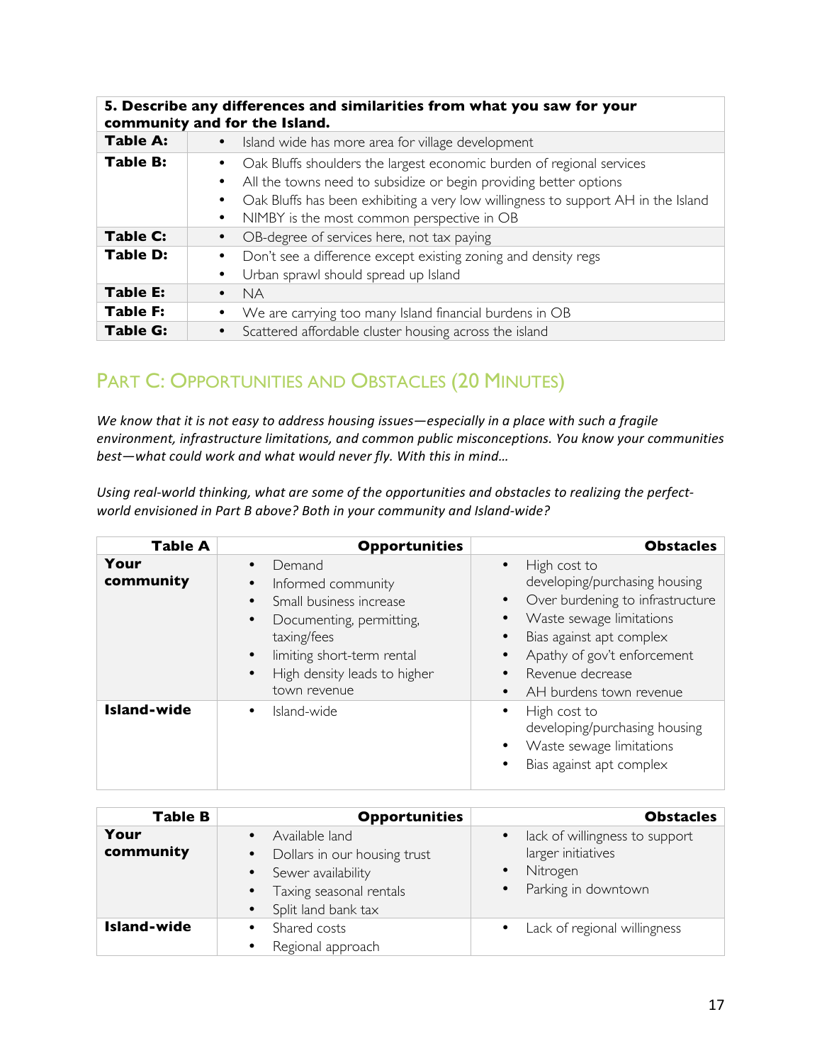| 5. Describe any differences and similarities from what you saw for your community and for the Island. | |
|---|---|
| **Table A:** | • Island wide has more area for village development |
| **Table B:** | • Oak Bluffs shoulders the largest economic burden of regional services<br>• All the towns need to subsidize or begin providing better options<br>• Oak Bluffs has been exhibiting a very low willingness to support AH in the Island<br>• NIMBY is the most common perspective in OB |
| **Table C:** | • OB-degree of services here, not tax paying |
| **Table D:** | • Don't see a difference except existing zoning and density regs<br>• Urban sprawl should spread up Island |
| **Table E:** | • NA |
| **Table F:** | • We are carrying too many Island financial burdens in OB |
| **Table G:** | • Scattered affordable cluster housing across the island |

## PART C: OPPORTUNITIES AND OBSTACLES (20 MINUTES)

*We know that it is not easy to address housing issues—especially in a place with such a fragile environment, infrastructure limitations, and common public misconceptions. You know your communities best—what could work and what would never fly. With this in mind…*

*Using real-world thinking, what are some of the opportunities and obstacles to realizing the perfect-world envisioned in Part B above? Both in your community and Island-wide?*

| Table A | Opportunities | Obstacles |
|---|---|---|
| **Your community** | • Demand<br>• Informed community<br>• Small business increase<br>• Documenting, permitting, taxing/fees<br>• limiting short-term rental<br>• High density leads to higher town revenue | • High cost to developing/purchasing housing<br>• Over burdening to infrastructure<br>• Waste sewage limitations<br>• Bias against apt complex<br>• Apathy of gov't enforcement<br>• Revenue decrease<br>• AH burdens town revenue |
| **Island-wide** | • Island-wide | • High cost to developing/purchasing housing<br>• Waste sewage limitations<br>• Bias against apt complex |

| Table B | Opportunities | Obstacles |
|---|---|---|
| **Your community** | • Available land<br>• Dollars in our housing trust<br>• Sewer availability<br>• Taxing seasonal rentals<br>• Split land bank tax | • lack of willingness to support larger initiatives<br>• Nitrogen<br>• Parking in downtown |
| **Island-wide** | • Shared costs<br>• Regional approach | • Lack of regional willingness |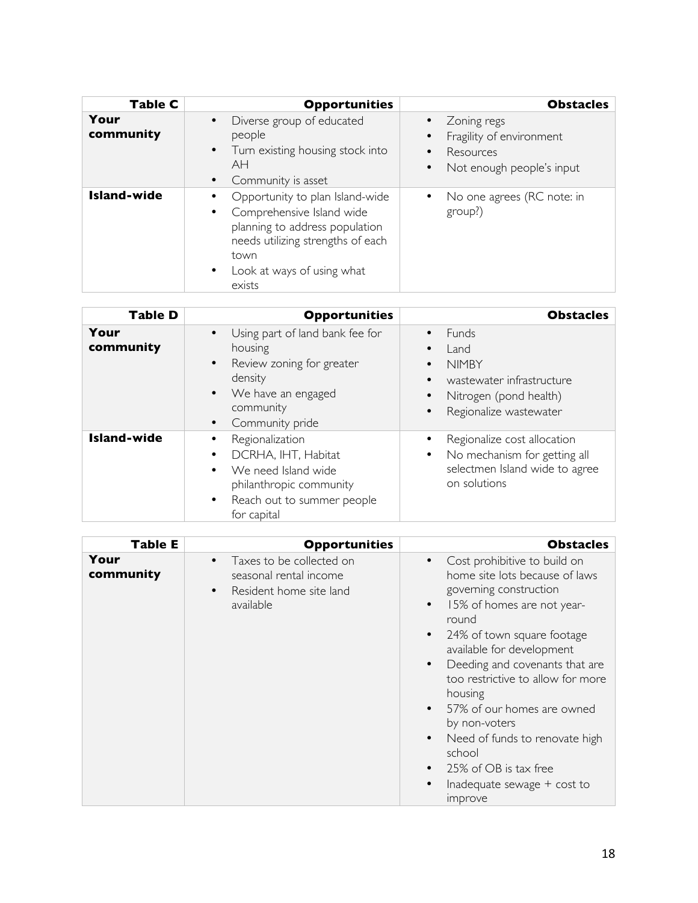| **Table C** | **Opportunities** | **Obstacles** |
| --- | --- | --- |
| **Your community** | • Diverse group of educated people<br>• Turn existing housing stock into AH<br>• Community is asset | • Zoning regs<br>• Fragility of environment<br>• Resources<br>• Not enough people's input |
| **Island-wide** | • Opportunity to plan Island-wide<br>• Comprehensive Island wide planning to address population needs utilizing strengths of each town<br>• Look at ways of using what exists | • No one agrees (RC note: in group?) |

| **Table D** | **Opportunities** | **Obstacles** |
| --- | --- | --- |
| **Your community** | • Using part of land bank fee for housing<br>• Review zoning for greater density<br>• We have an engaged community<br>• Community pride | • Funds<br>• Land<br>• NIMBY<br>• wastewater infrastructure<br>• Nitrogen (pond health)<br>• Regionalize wastewater |
| **Island-wide** | • Regionalization<br>• DCRHA, IHT, Habitat<br>• We need Island wide philanthropic community<br>• Reach out to summer people for capital | • Regionalize cost allocation<br>• No mechanism for getting all selectmen Island wide to agree on solutions |

| **Table E** | **Opportunities** | **Obstacles** |
| --- | --- | --- |
| **Your community** | • Taxes to be collected on seasonal rental income<br>• Resident home site land available | • Cost prohibitive to build on home site lots because of laws governing construction<br>• 15% of homes are not year-round<br>• 24% of town square footage available for development<br>• Deeding and covenants that are too restrictive to allow for more housing<br>• 57% of our homes are owned by non-voters<br>• Need of funds to renovate high school<br>• 25% of OB is tax free<br>• Inadequate sewage + cost to improve |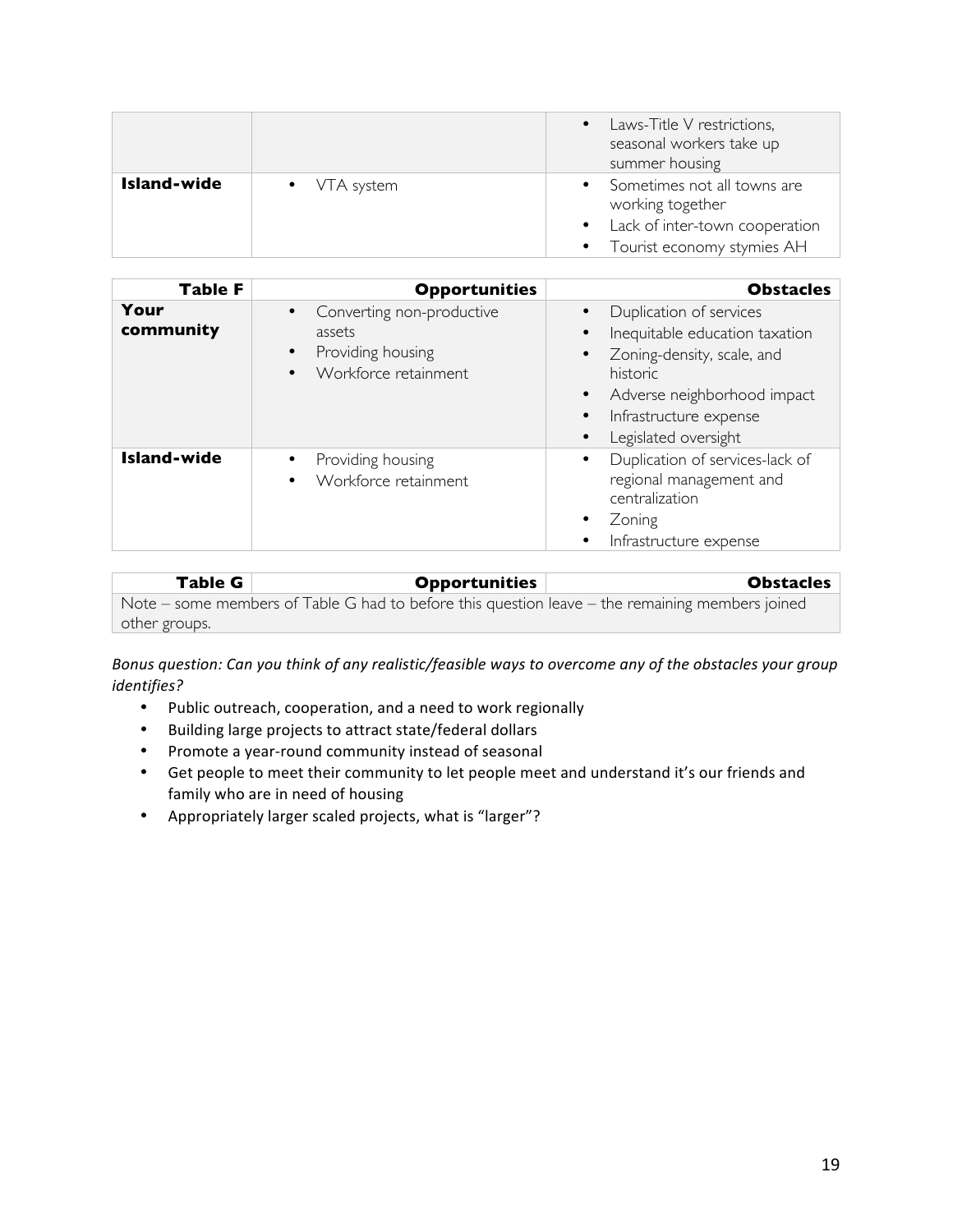| | | |
|---|---|---|
| | | • Laws-Title V restrictions, seasonal workers take up summer housing |
| **Island-wide** | • VTA system | • Sometimes not all towns are working together<br>• Lack of inter-town cooperation<br>• Tourist economy stymies AH |

| **Table F** | **Opportunities** | **Obstacles** |
|---|---|---|
| **Your community** | • Converting non-productive assets<br>• Providing housing<br>• Workforce retainment | • Duplication of services<br>• Inequitable education taxation<br>• Zoning-density, scale, and historic<br>• Adverse neighborhood impact<br>• Infrastructure expense<br>• Legislated oversight |
| **Island-wide** | • Providing housing<br>• Workforce retainment | • Duplication of services-lack of regional management and centralization<br>• Zoning<br>• Infrastructure expense |

| **Table G** | **Opportunities** | **Obstacles** |
|---|---|---|
| Note – some members of Table G had to before this question leave – the remaining members joined other groups. | | |

*Bonus question: Can you think of any realistic/feasible ways to overcome any of the obstacles your group identifies?*

- Public outreach, cooperation, and a need to work regionally
- Building large projects to attract state/federal dollars
- Promote a year-round community instead of seasonal
- Get people to meet their community to let people meet and understand it's our friends and family who are in need of housing
- Appropriately larger scaled projects, what is "larger"?